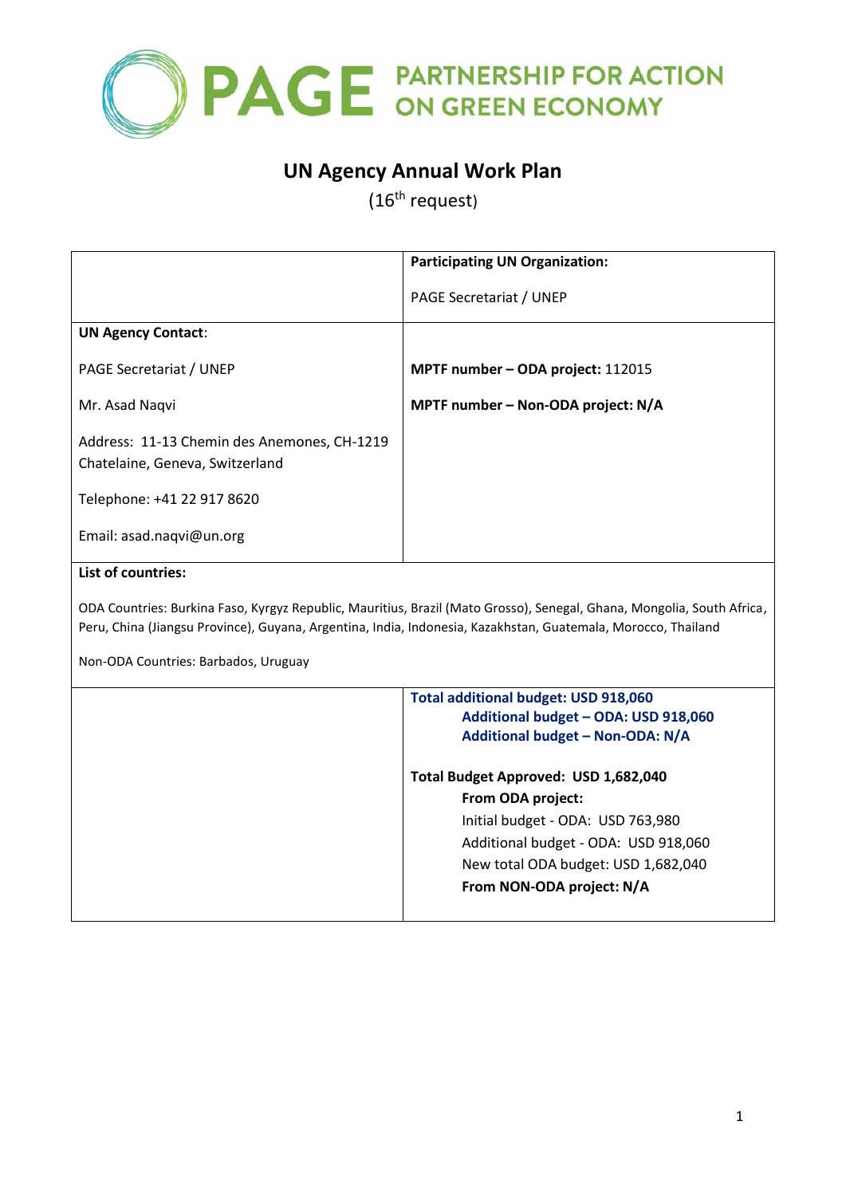PAGE PARTNERSHIP FOR ACTION ON GREEN ECONOMY

# UN Agency Annual Work Plan

(16th request)

| | |
|---|---|
| | **Participating UN Organization:**<br><br>PAGE Secretariat / UNEP |
| **UN Agency Contact**:<br><br>PAGE Secretariat / UNEP<br><br>Mr. Asad Naqvi<br><br>Address: 11-13 Chemin des Anemones, CH-1219 Chatelaine, Geneva, Switzerland<br><br>Telephone: +41 22 917 8620<br><br>Email: asad.naqvi@un.org | **MPTF number – ODA project:** 112015<br><br>**MPTF number – Non-ODA project: N/A** |
| **List of countries:**<br><br>ODA Countries: Burkina Faso, Kyrgyz Republic, Mauritius, Brazil (Mato Grosso), Senegal, Ghana, Mongolia, South Africa, Peru, China (Jiangsu Province), Guyana, Argentina, India, Indonesia, Kazakhstan, Guatemala, Morocco, Thailand<br><br>Non-ODA Countries: Barbados, Uruguay | |
| | **Total additional budget: USD 918,060**<br>**Additional budget – ODA: USD 918,060**<br>**Additional budget – Non-ODA: N/A**<br><br>**Total Budget Approved: USD 1,682,040**<br>**From ODA project:**<br>Initial budget - ODA: USD 763,980<br>Additional budget - ODA: USD 918,060<br>New total ODA budget: USD 1,682,040<br>**From NON-ODA project: N/A** |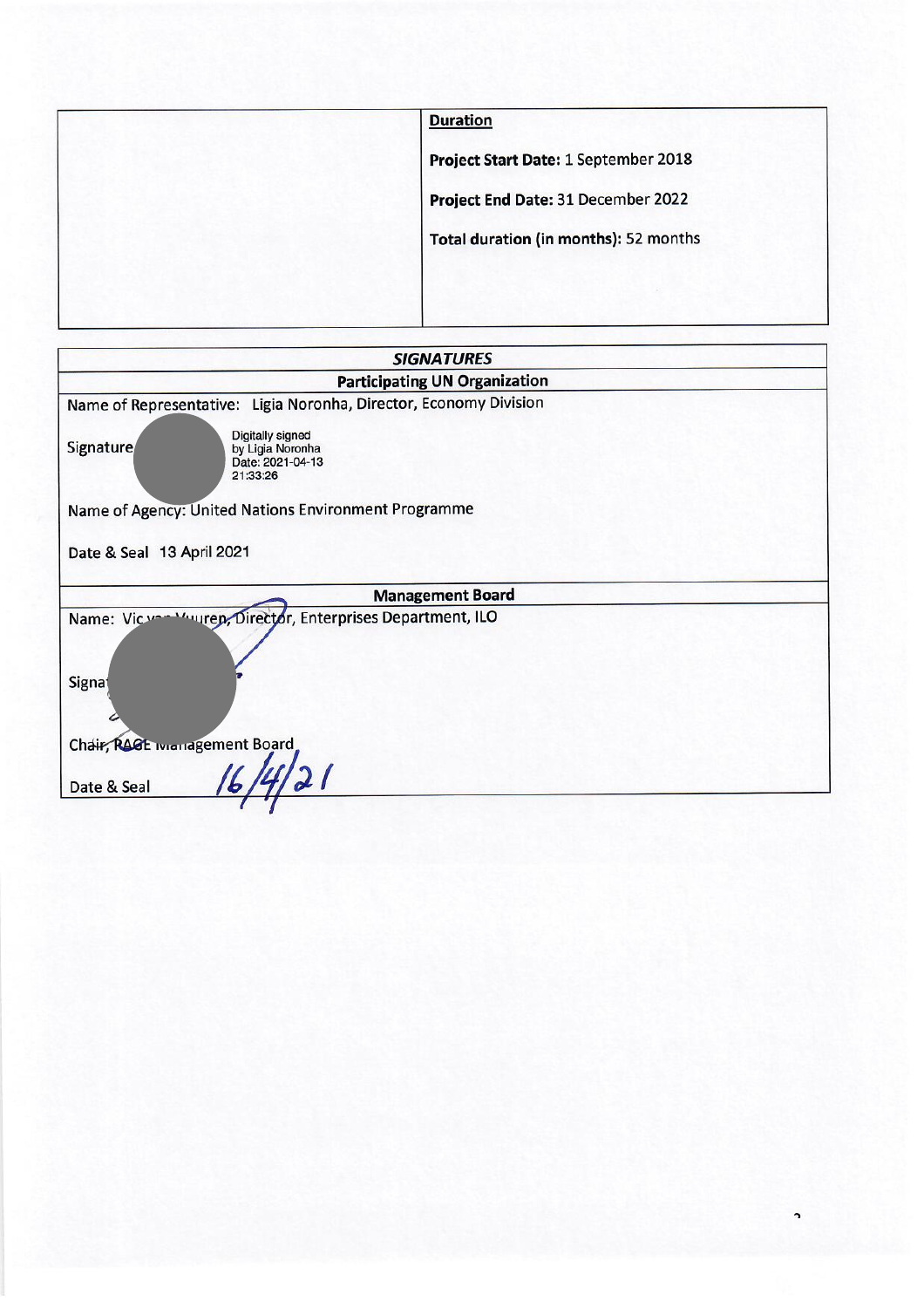| | |
|---|---|
| | **Duration**<br><br>**Project Start Date:** 1 September 2018<br><br>**Project End Date:** 31 December 2022<br><br>**Total duration (in months):** 52 months |

| ***SIGNATURES*** |
|---|
| **Participating UN Organization** |
| Name of Representative: Ligia Noronha, Director, Economy Division<br><br>Signature Digitally signed by Ligia Noronha Date: 2021-04-13 21:33:26<br><br>Name of Agency: United Nations Environment Programme<br><br>Date & Seal 13 April 2021 |
| **Management Board** |
| Name: Vic van Vuuren, Director, Enterprises Department, ILO<br><br>Signature<br><br>Chair, PAGE Management Board<br><br>Date & Seal 16/4/21 |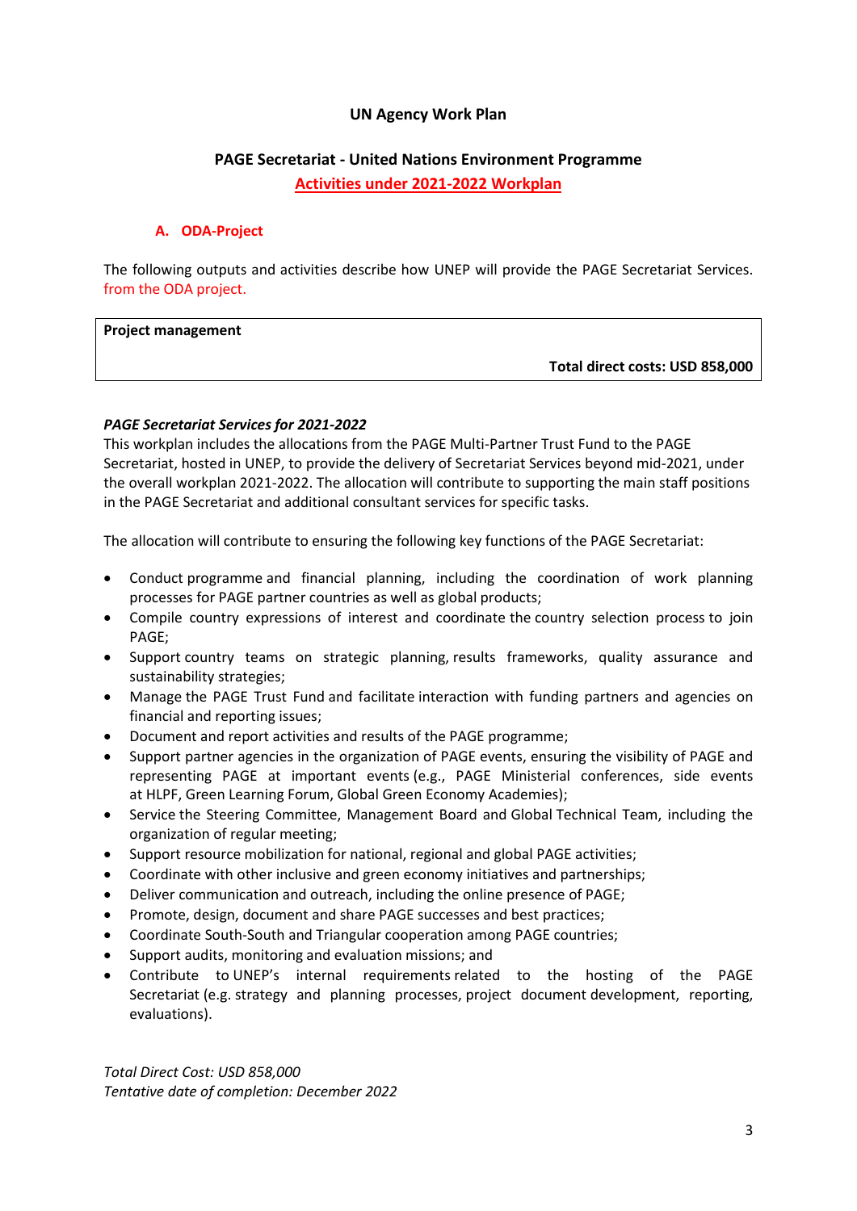**UN Agency Work Plan**

**PAGE Secretariat - United Nations Environment Programme**

**Activities under 2021-2022 Workplan**

### A. ODA-Project

The following outputs and activities describe how UNEP will provide the PAGE Secretariat Services. from the ODA project.

| | |
|---|---|
| **Project management** | |
| | **Total direct costs: USD 858,000** |

***PAGE Secretariat Services for 2021-2022***

This workplan includes the allocations from the PAGE Multi-Partner Trust Fund to the PAGE Secretariat, hosted in UNEP, to provide the delivery of Secretariat Services beyond mid-2021, under the overall workplan 2021-2022. The allocation will contribute to supporting the main staff positions in the PAGE Secretariat and additional consultant services for specific tasks.

The allocation will contribute to ensuring the following key functions of the PAGE Secretariat:

- Conduct programme and financial planning, including the coordination of work planning processes for PAGE partner countries as well as global products;
- Compile country expressions of interest and coordinate the country selection process to join PAGE;
- Support country teams on strategic planning, results frameworks, quality assurance and sustainability strategies;
- Manage the PAGE Trust Fund and facilitate interaction with funding partners and agencies on financial and reporting issues;
- Document and report activities and results of the PAGE programme;
- Support partner agencies in the organization of PAGE events, ensuring the visibility of PAGE and representing PAGE at important events (e.g., PAGE Ministerial conferences, side events at HLPF, Green Learning Forum, Global Green Economy Academies);
- Service the Steering Committee, Management Board and Global Technical Team, including the organization of regular meeting;
- Support resource mobilization for national, regional and global PAGE activities;
- Coordinate with other inclusive and green economy initiatives and partnerships;
- Deliver communication and outreach, including the online presence of PAGE;
- Promote, design, document and share PAGE successes and best practices;
- Coordinate South-South and Triangular cooperation among PAGE countries;
- Support audits, monitoring and evaluation missions; and
- Contribute to UNEP's internal requirements related to the hosting of the PAGE Secretariat (e.g. strategy and planning processes, project document development, reporting, evaluations).

*Total Direct Cost: USD 858,000*
*Tentative date of completion: December 2022*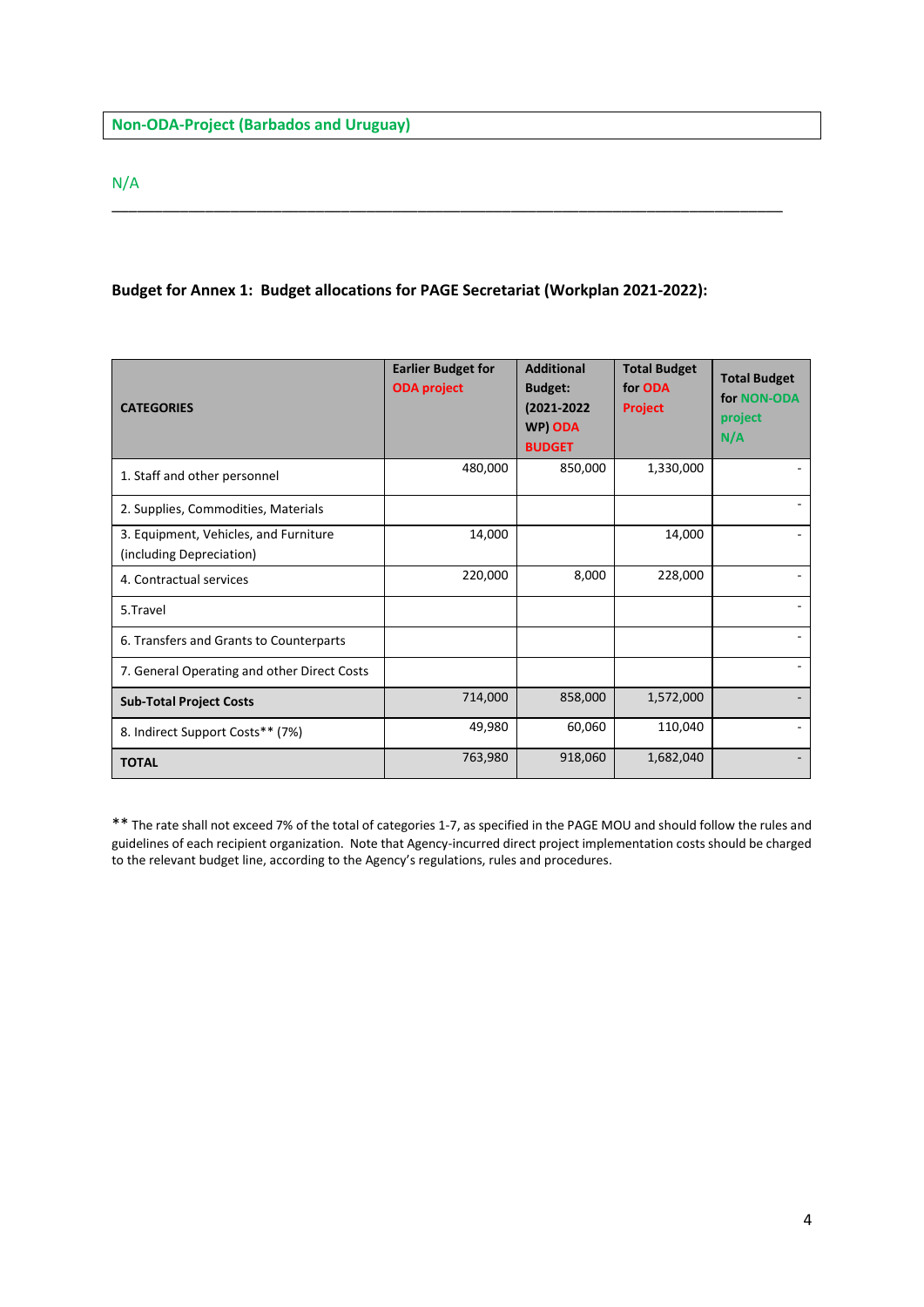Non-ODA-Project (Barbados and Uruguay)

N/A

---

**Budget for Annex 1: Budget allocations for PAGE Secretariat (Workplan 2021-2022):**

| CATEGORIES | Earlier Budget for ODA project | Additional Budget: (2021-2022 WP) ODA BUDGET | Total Budget for ODA Project | Total Budget for NON-ODA project N/A |
|---|---|---|---|---|
| 1. Staff and other personnel | 480,000 | 850,000 | 1,330,000 | - |
| 2. Supplies, Commodities, Materials | | | | - |
| 3. Equipment, Vehicles, and Furniture (including Depreciation) | 14,000 | | 14,000 | - |
| 4. Contractual services | 220,000 | 8,000 | 228,000 | - |
| 5.Travel | | | | - |
| 6. Transfers and Grants to Counterparts | | | | - |
| 7. General Operating and other Direct Costs | | | | - |
| **Sub-Total Project Costs** | 714,000 | 858,000 | 1,572,000 | - |
| 8. Indirect Support Costs** (7%) | 49,980 | 60,060 | 110,040 | - |
| **TOTAL** | 763,980 | 918,060 | 1,682,040 | - |

** The rate shall not exceed 7% of the total of categories 1-7, as specified in the PAGE MOU and should follow the rules and guidelines of each recipient organization. Note that Agency-incurred direct project implementation costs should be charged to the relevant budget line, according to the Agency's regulations, rules and procedures.